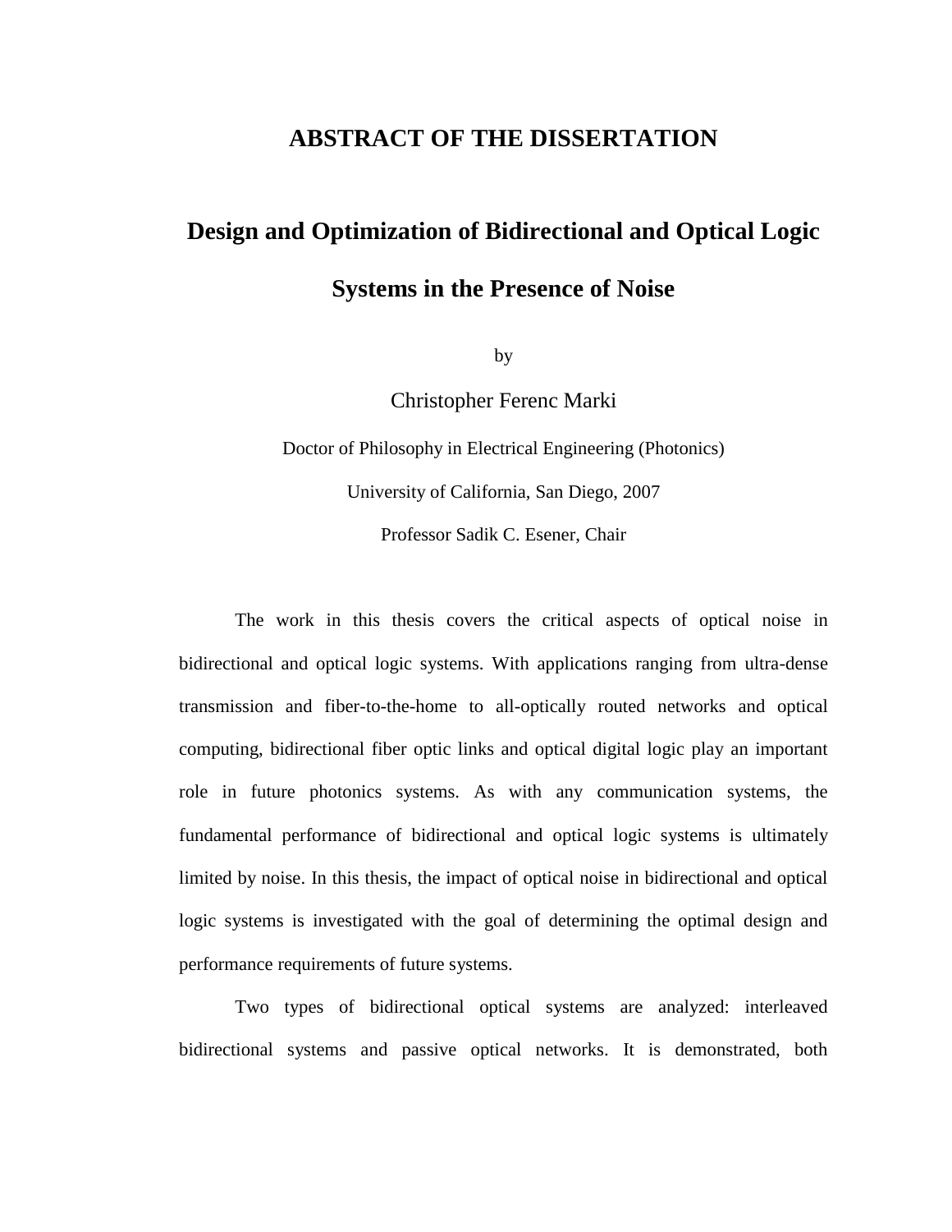# ABSTRACT OF THE DISSERTATION

## Design and Optimization of Bidirectional and Optical Logic Systems in the Presence of Noise

by

Christopher Ferenc Marki

Doctor of Philosophy in Electrical Engineering (Photonics)

University of California, San Diego, 2007

Professor Sadik C. Esener, Chair

The work in this thesis covers the critical aspects of optical noise in bidirectional and optical logic systems. With applications ranging from ultra-dense transmission and fiber-to-the-home to all-optically routed networks and optical computing, bidirectional fiber optic links and optical digital logic play an important role in future photonics systems. As with any communication systems, the fundamental performance of bidirectional and optical logic systems is ultimately limited by noise. In this thesis, the impact of optical noise in bidirectional and optical logic systems is investigated with the goal of determining the optimal design and performance requirements of future systems.

Two types of bidirectional optical systems are analyzed: interleaved bidirectional systems and passive optical networks. It is demonstrated, both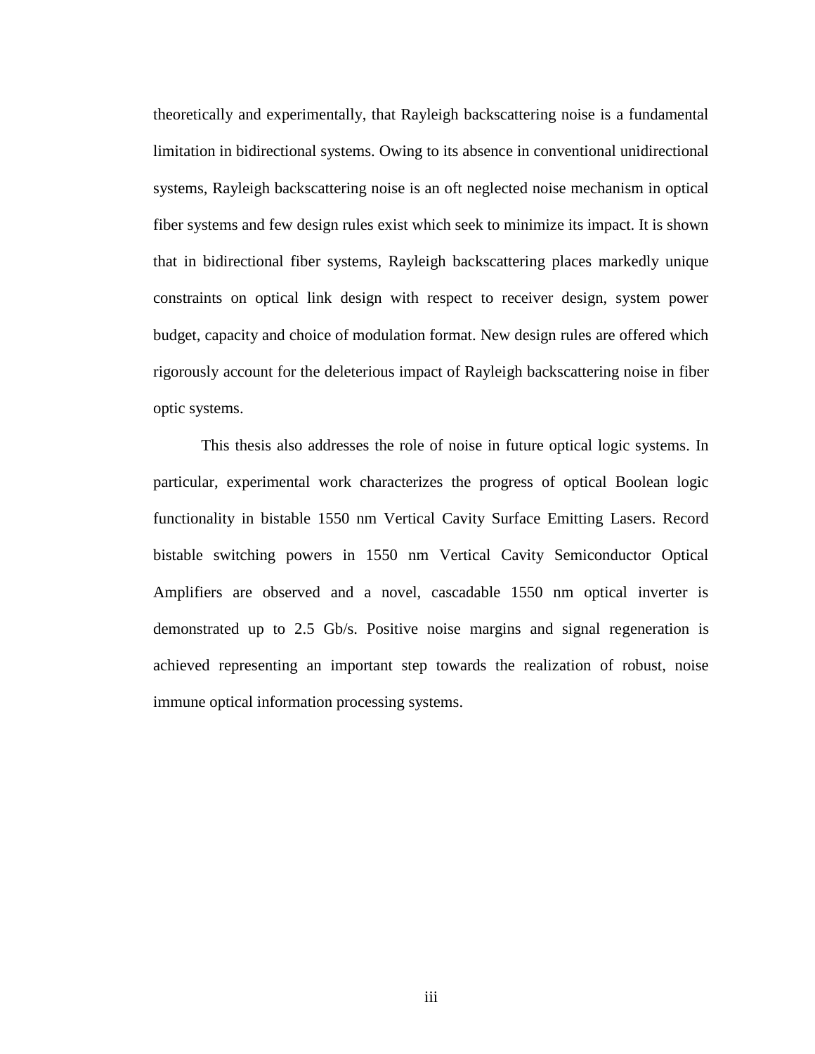theoretically and experimentally, that Rayleigh backscattering noise is a fundamental limitation in bidirectional systems. Owing to its absence in conventional unidirectional systems, Rayleigh backscattering noise is an oft neglected noise mechanism in optical fiber systems and few design rules exist which seek to minimize its impact. It is shown that in bidirectional fiber systems, Rayleigh backscattering places markedly unique constraints on optical link design with respect to receiver design, system power budget, capacity and choice of modulation format. New design rules are offered which rigorously account for the deleterious impact of Rayleigh backscattering noise in fiber optic systems.

This thesis also addresses the role of noise in future optical logic systems. In particular, experimental work characterizes the progress of optical Boolean logic functionality in bistable 1550 nm Vertical Cavity Surface Emitting Lasers. Record bistable switching powers in 1550 nm Vertical Cavity Semiconductor Optical Amplifiers are observed and a novel, cascadable 1550 nm optical inverter is demonstrated up to 2.5 Gb/s. Positive noise margins and signal regeneration is achieved representing an important step towards the realization of robust, noise immune optical information processing systems.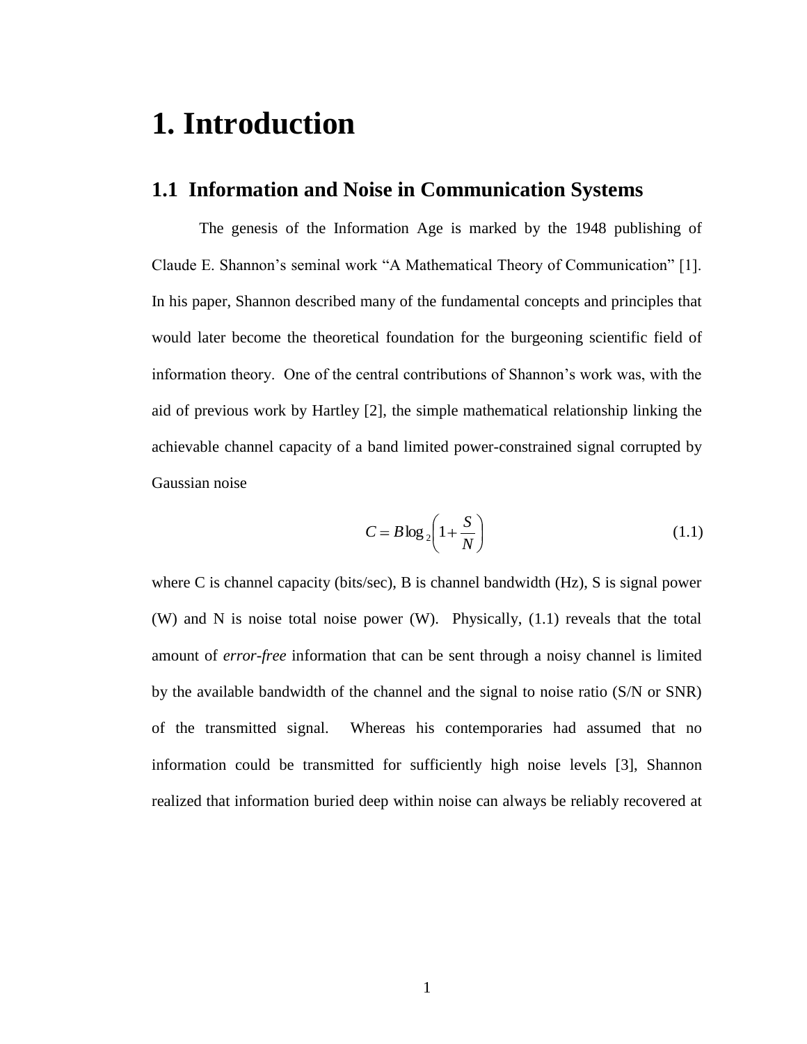# 1. Introduction

## 1.1 Information and Noise in Communication Systems

The genesis of the Information Age is marked by the 1948 publishing of Claude E. Shannon's seminal work "A Mathematical Theory of Communication" [1]. In his paper, Shannon described many of the fundamental concepts and principles that would later become the theoretical foundation for the burgeoning scientific field of information theory. One of the central contributions of Shannon's work was, with the aid of previous work by Hartley [2], the simple mathematical relationship linking the achievable channel capacity of a band limited power-constrained signal corrupted by Gaussian noise

$$C = B\log_2\left(1+\frac{S}{N}\right) \tag{1.1}$$

where C is channel capacity (bits/sec), B is channel bandwidth (Hz), S is signal power (W) and N is noise total noise power (W). Physically, (1.1) reveals that the total amount of *error-free* information that can be sent through a noisy channel is limited by the available bandwidth of the channel and the signal to noise ratio (S/N or SNR) of the transmitted signal. Whereas his contemporaries had assumed that no information could be transmitted for sufficiently high noise levels [3], Shannon realized that information buried deep within noise can always be reliably recovered at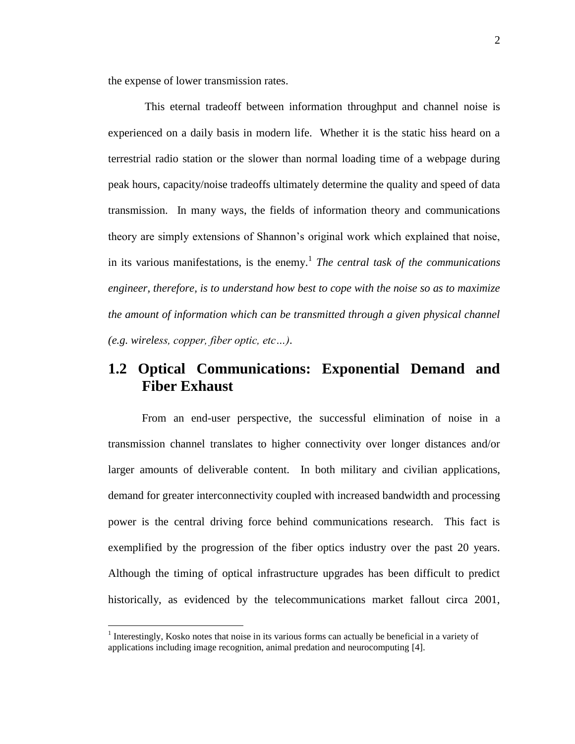the expense of lower transmission rates.

This eternal tradeoff between information throughput and channel noise is experienced on a daily basis in modern life. Whether it is the static hiss heard on a terrestrial radio station or the slower than normal loading time of a webpage during peak hours, capacity/noise tradeoffs ultimately determine the quality and speed of data transmission. In many ways, the fields of information theory and communications theory are simply extensions of Shannon's original work which explained that noise, in its various manifestations, is the enemy.[1] *The central task of the communications engineer, therefore, is to understand how best to cope with the noise so as to maximize the amount of information which can be transmitted through a given physical channel (e.g. wireless, copper, fiber optic, etc…).*

## 1.2 Optical Communications: Exponential Demand and Fiber Exhaust

From an end-user perspective, the successful elimination of noise in a transmission channel translates to higher connectivity over longer distances and/or larger amounts of deliverable content. In both military and civilian applications, demand for greater interconnectivity coupled with increased bandwidth and processing power is the central driving force behind communications research. This fact is exemplified by the progression of the fiber optics industry over the past 20 years. Although the timing of optical infrastructure upgrades has been difficult to predict historically, as evidenced by the telecommunications market fallout circa 2001,

[1] Interestingly, Kosko notes that noise in its various forms can actually be beneficial in a variety of applications including image recognition, animal predation and neurocomputing [4].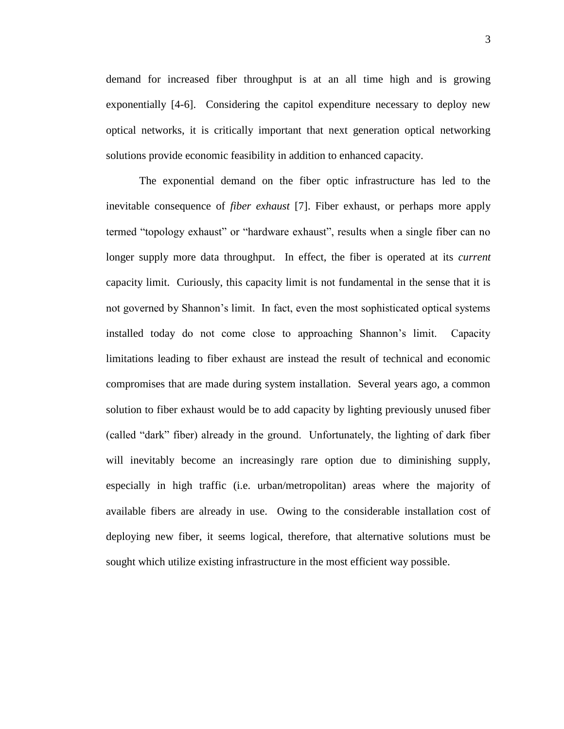demand for increased fiber throughput is at an all time high and is growing exponentially [4-6]. Considering the capitol expenditure necessary to deploy new optical networks, it is critically important that next generation optical networking solutions provide economic feasibility in addition to enhanced capacity.

The exponential demand on the fiber optic infrastructure has led to the inevitable consequence of *fiber exhaust* [7]. Fiber exhaust, or perhaps more apply termed "topology exhaust" or "hardware exhaust", results when a single fiber can no longer supply more data throughput. In effect, the fiber is operated at its *current* capacity limit. Curiously, this capacity limit is not fundamental in the sense that it is not governed by Shannon's limit. In fact, even the most sophisticated optical systems installed today do not come close to approaching Shannon's limit. Capacity limitations leading to fiber exhaust are instead the result of technical and economic compromises that are made during system installation. Several years ago, a common solution to fiber exhaust would be to add capacity by lighting previously unused fiber (called "dark" fiber) already in the ground. Unfortunately, the lighting of dark fiber will inevitably become an increasingly rare option due to diminishing supply, especially in high traffic (i.e. urban/metropolitan) areas where the majority of available fibers are already in use. Owing to the considerable installation cost of deploying new fiber, it seems logical, therefore, that alternative solutions must be sought which utilize existing infrastructure in the most efficient way possible.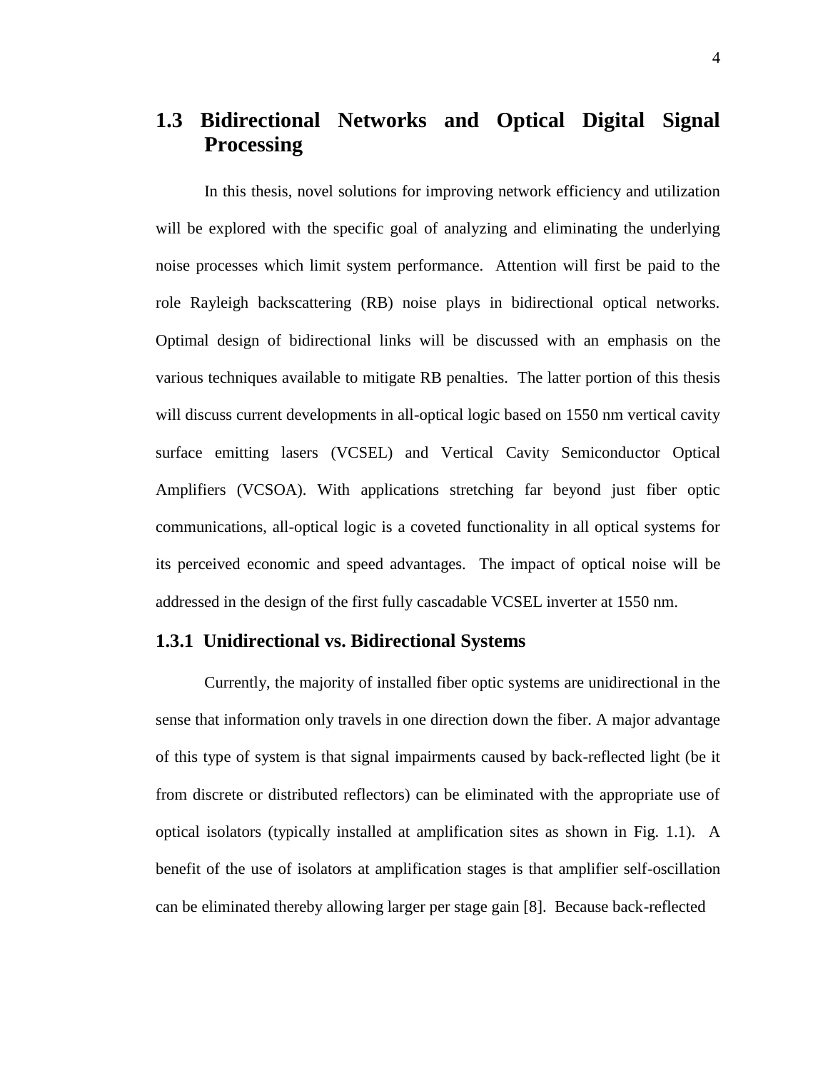## 1.3 Bidirectional Networks and Optical Digital Signal Processing

In this thesis, novel solutions for improving network efficiency and utilization will be explored with the specific goal of analyzing and eliminating the underlying noise processes which limit system performance. Attention will first be paid to the role Rayleigh backscattering (RB) noise plays in bidirectional optical networks. Optimal design of bidirectional links will be discussed with an emphasis on the various techniques available to mitigate RB penalties. The latter portion of this thesis will discuss current developments in all-optical logic based on 1550 nm vertical cavity surface emitting lasers (VCSEL) and Vertical Cavity Semiconductor Optical Amplifiers (VCSOA). With applications stretching far beyond just fiber optic communications, all-optical logic is a coveted functionality in all optical systems for its perceived economic and speed advantages. The impact of optical noise will be addressed in the design of the first fully cascadable VCSEL inverter at 1550 nm.

### 1.3.1 Unidirectional vs. Bidirectional Systems

Currently, the majority of installed fiber optic systems are unidirectional in the sense that information only travels in one direction down the fiber. A major advantage of this type of system is that signal impairments caused by back-reflected light (be it from discrete or distributed reflectors) can be eliminated with the appropriate use of optical isolators (typically installed at amplification sites as shown in Fig. 1.1). A benefit of the use of isolators at amplification stages is that amplifier self-oscillation can be eliminated thereby allowing larger per stage gain [8]. Because back-reflected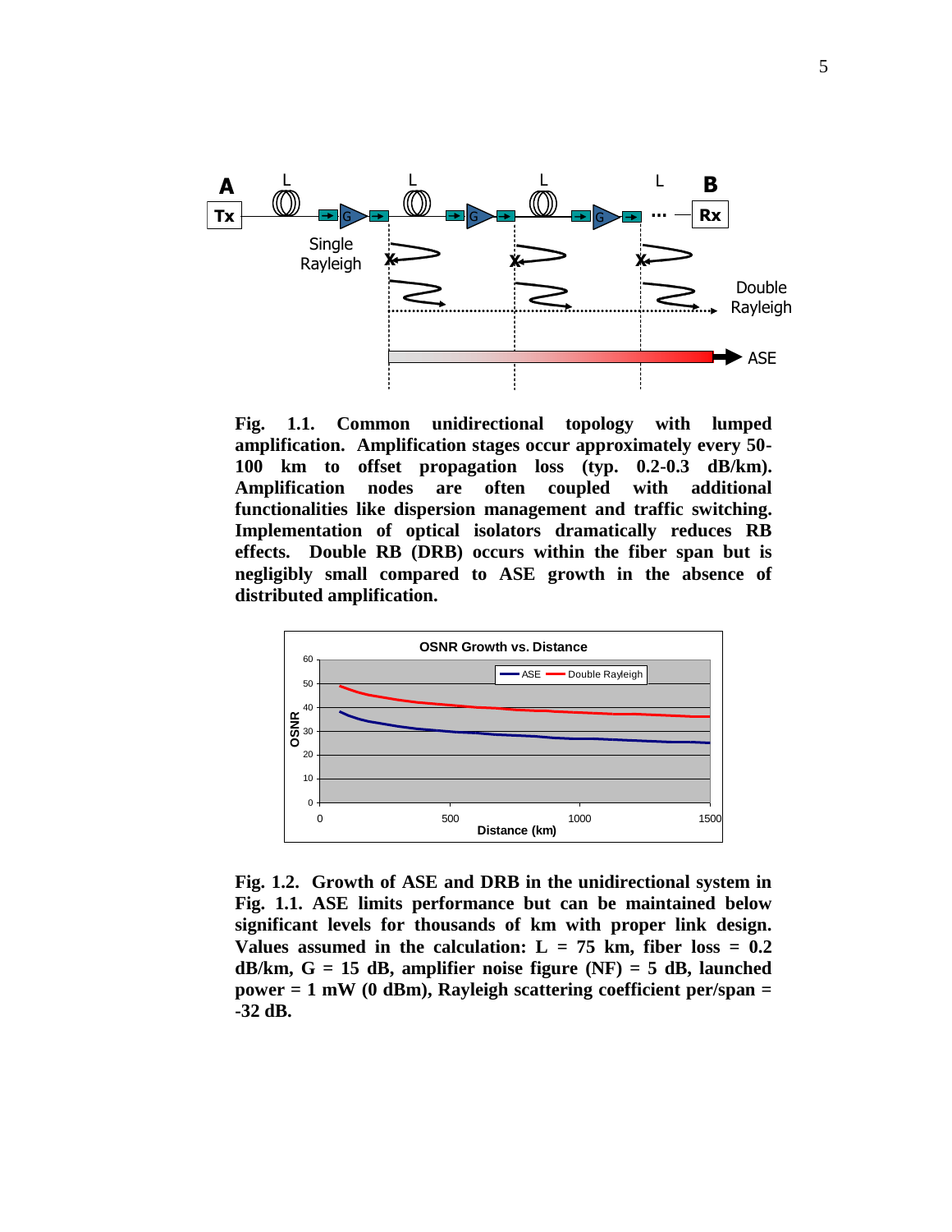**Fig. 1.1. Common unidirectional topology with lumped amplification. Amplification stages occur approximately every 50-100 km to offset propagation loss (typ. 0.2-0.3 dB/km). Amplification nodes are often coupled with additional functionalities like dispersion management and traffic switching. Implementation of optical isolators dramatically reduces RB effects. Double RB (DRB) occurs within the fiber span but is negligibly small compared to ASE growth in the absence of distributed amplification.**

**Fig. 1.2. Growth of ASE and DRB in the unidirectional system in Fig. 1.1. ASE limits performance but can be maintained below significant levels for thousands of km with proper link design. Values assumed in the calculation: L = 75 km, fiber loss = 0.2 dB/km, G = 15 dB, amplifier noise figure (NF) = 5 dB, launched power = 1 mW (0 dBm), Rayleigh scattering coefficient per/span = -32 dB.**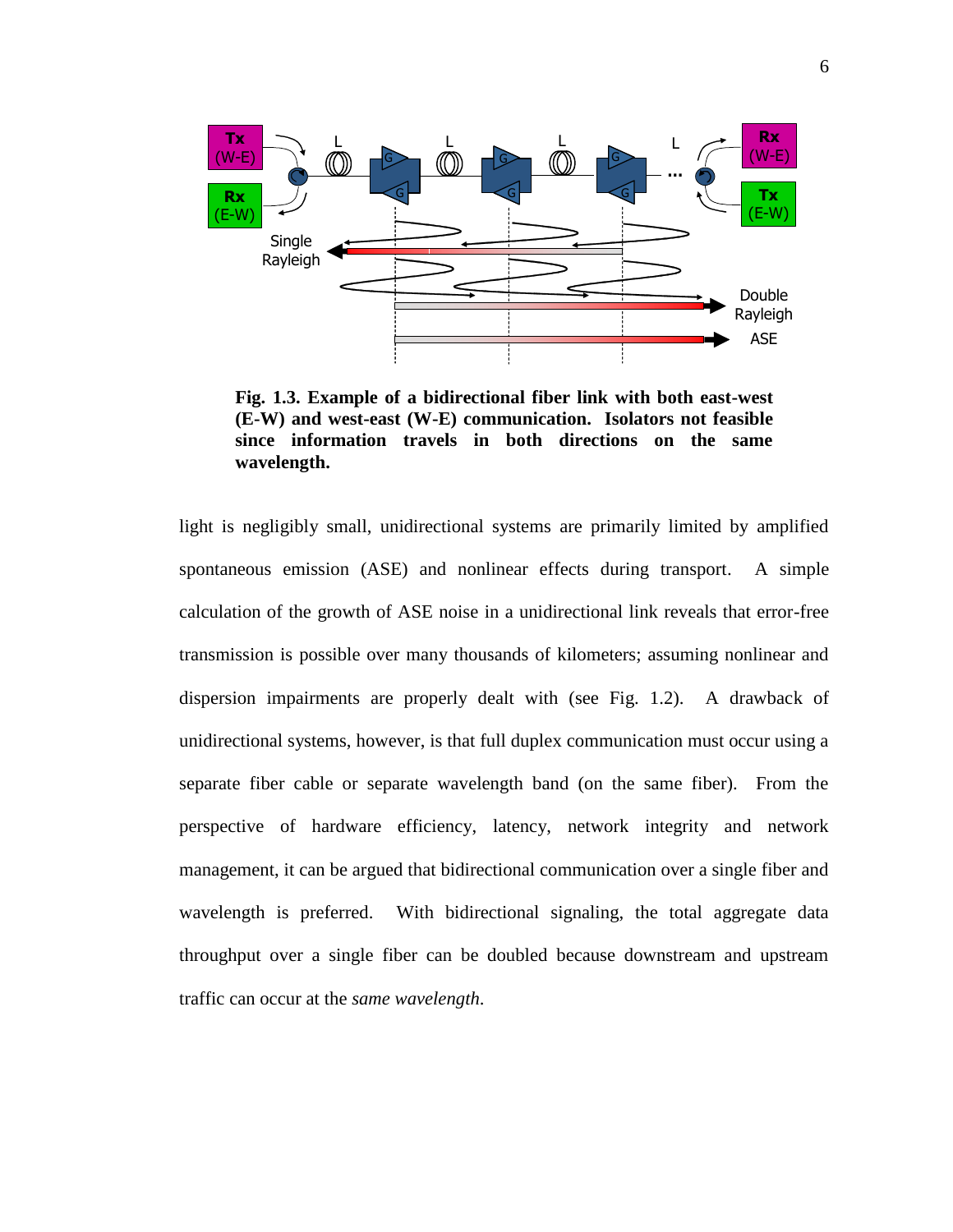**Fig. 1.3. Example of a bidirectional fiber link with both east-west (E-W) and west-east (W-E) communication. Isolators not feasible since information travels in both directions on the same wavelength.**

light is negligibly small, unidirectional systems are primarily limited by amplified spontaneous emission (ASE) and nonlinear effects during transport. A simple calculation of the growth of ASE noise in a unidirectional link reveals that error-free transmission is possible over many thousands of kilometers; assuming nonlinear and dispersion impairments are properly dealt with (see Fig. 1.2). A drawback of unidirectional systems, however, is that full duplex communication must occur using a separate fiber cable or separate wavelength band (on the same fiber). From the perspective of hardware efficiency, latency, network integrity and network management, it can be argued that bidirectional communication over a single fiber and wavelength is preferred. With bidirectional signaling, the total aggregate data throughput over a single fiber can be doubled because downstream and upstream traffic can occur at the *same wavelength*.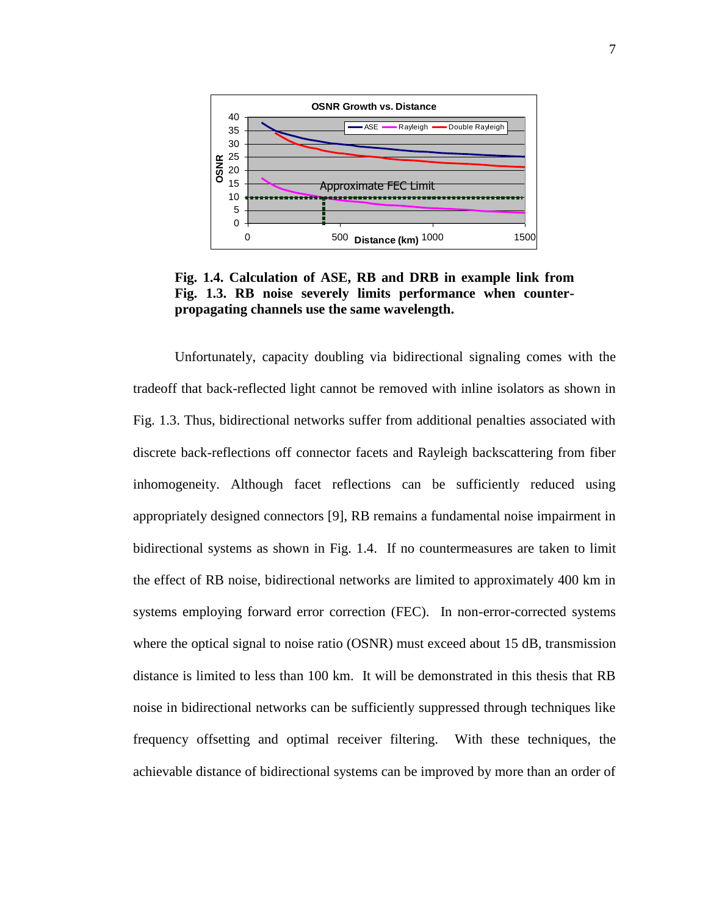**Fig. 1.4. Calculation of ASE, RB and DRB in example link from Fig. 1.3. RB noise severely limits performance when counter-propagating channels use the same wavelength.**

Unfortunately, capacity doubling via bidirectional signaling comes with the tradeoff that back-reflected light cannot be removed with inline isolators as shown in Fig. 1.3. Thus, bidirectional networks suffer from additional penalties associated with discrete back-reflections off connector facets and Rayleigh backscattering from fiber inhomogeneity. Although facet reflections can be sufficiently reduced using appropriately designed connectors [9], RB remains a fundamental noise impairment in bidirectional systems as shown in Fig. 1.4. If no countermeasures are taken to limit the effect of RB noise, bidirectional networks are limited to approximately 400 km in systems employing forward error correction (FEC). In non-error-corrected systems where the optical signal to noise ratio (OSNR) must exceed about 15 dB, transmission distance is limited to less than 100 km. It will be demonstrated in this thesis that RB noise in bidirectional networks can be sufficiently suppressed through techniques like frequency offsetting and optimal receiver filtering. With these techniques, the achievable distance of bidirectional systems can be improved by more than an order of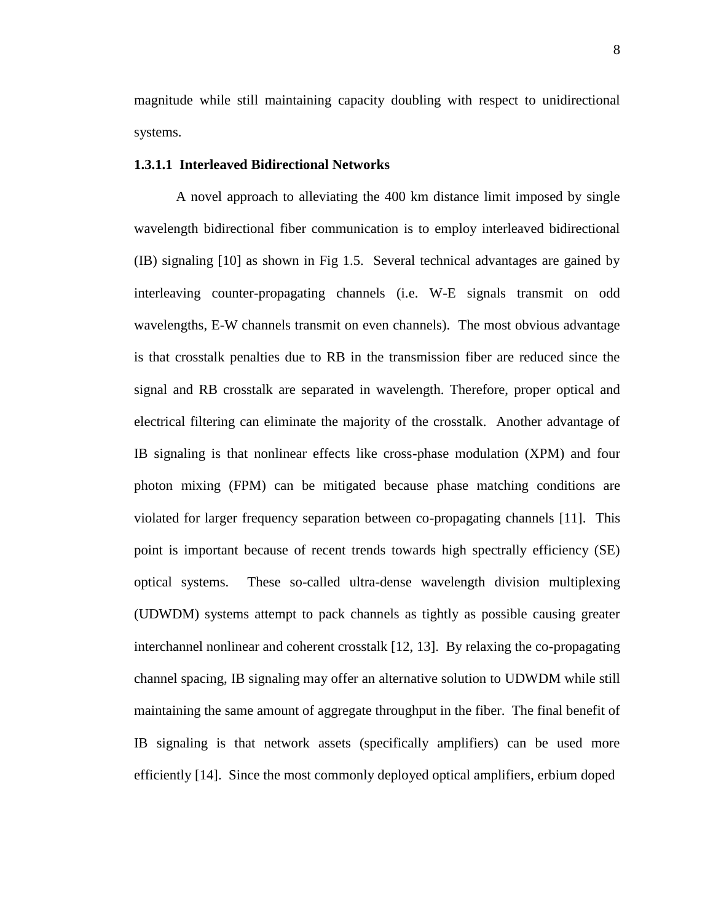magnitude while still maintaining capacity doubling with respect to unidirectional systems.

#### 1.3.1.1 Interleaved Bidirectional Networks

A novel approach to alleviating the 400 km distance limit imposed by single wavelength bidirectional fiber communication is to employ interleaved bidirectional (IB) signaling [10] as shown in Fig 1.5. Several technical advantages are gained by interleaving counter-propagating channels (i.e. W-E signals transmit on odd wavelengths, E-W channels transmit on even channels). The most obvious advantage is that crosstalk penalties due to RB in the transmission fiber are reduced since the signal and RB crosstalk are separated in wavelength. Therefore, proper optical and electrical filtering can eliminate the majority of the crosstalk. Another advantage of IB signaling is that nonlinear effects like cross-phase modulation (XPM) and four photon mixing (FPM) can be mitigated because phase matching conditions are violated for larger frequency separation between co-propagating channels [11]. This point is important because of recent trends towards high spectrally efficiency (SE) optical systems. These so-called ultra-dense wavelength division multiplexing (UDWDM) systems attempt to pack channels as tightly as possible causing greater interchannel nonlinear and coherent crosstalk [12, 13]. By relaxing the co-propagating channel spacing, IB signaling may offer an alternative solution to UDWDM while still maintaining the same amount of aggregate throughput in the fiber. The final benefit of IB signaling is that network assets (specifically amplifiers) can be used more efficiently [14]. Since the most commonly deployed optical amplifiers, erbium doped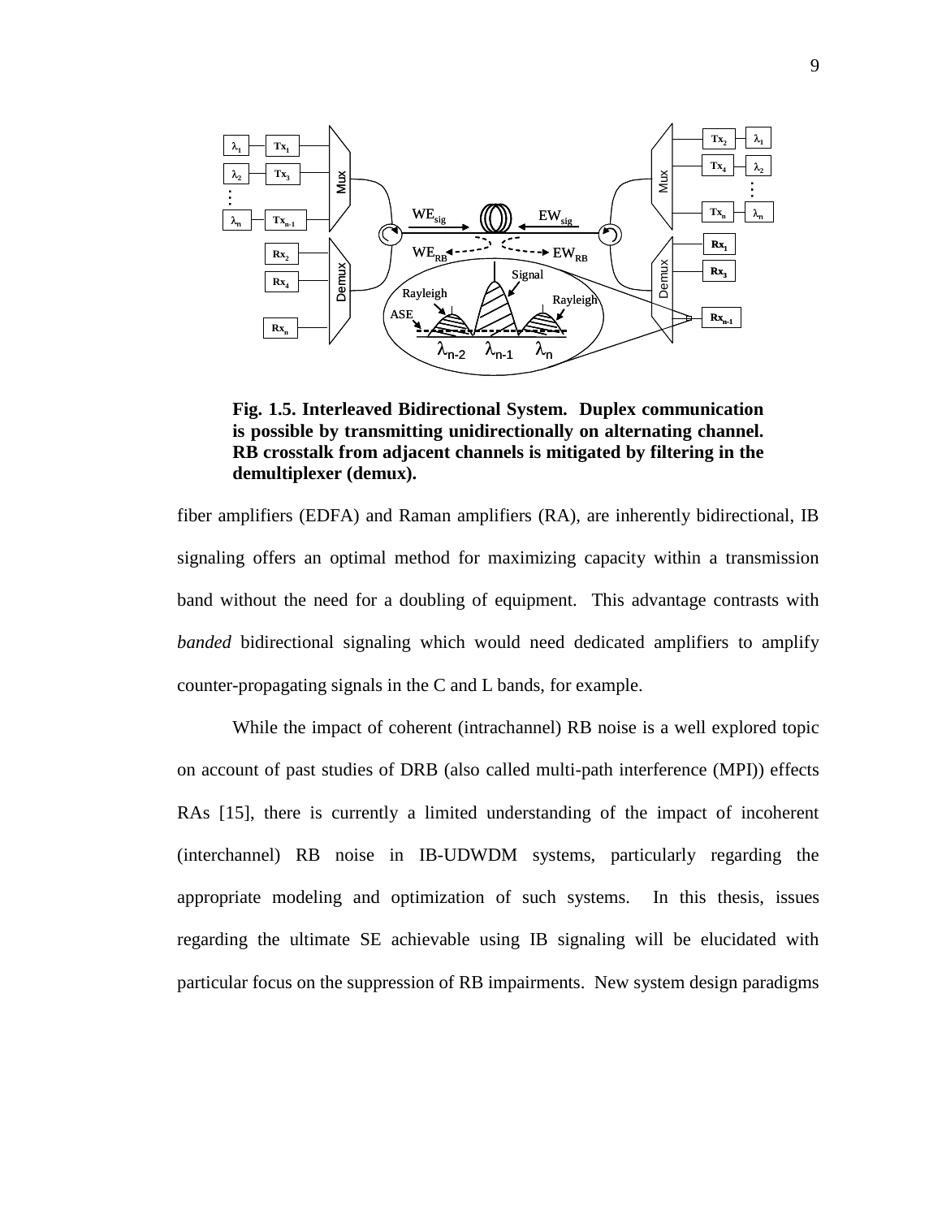**Fig. 1.5. Interleaved Bidirectional System. Duplex communication is possible by transmitting unidirectionally on alternating channel. RB crosstalk from adjacent channels is mitigated by filtering in the demultiplexer (demux).**

fiber amplifiers (EDFA) and Raman amplifiers (RA), are inherently bidirectional, IB signaling offers an optimal method for maximizing capacity within a transmission band without the need for a doubling of equipment. This advantage contrasts with *banded* bidirectional signaling which would need dedicated amplifiers to amplify counter-propagating signals in the C and L bands, for example.

While the impact of coherent (intrachannel) RB noise is a well explored topic on account of past studies of DRB (also called multi-path interference (MPI)) effects RAs [15], there is currently a limited understanding of the impact of incoherent (interchannel) RB noise in IB-UDWDM systems, particularly regarding the appropriate modeling and optimization of such systems. In this thesis, issues regarding the ultimate SE achievable using IB signaling will be elucidated with particular focus on the suppression of RB impairments. New system design paradigms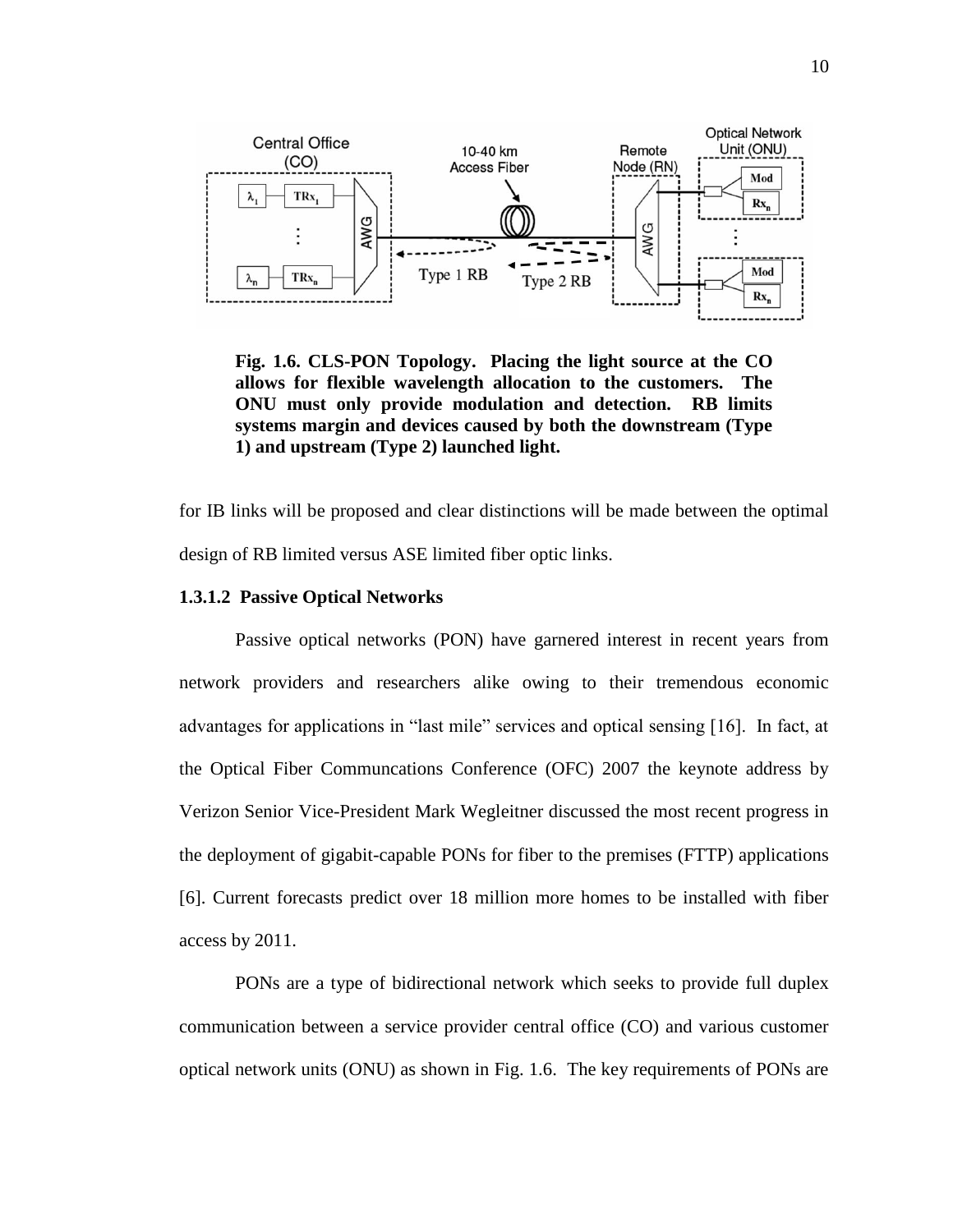**Fig. 1.6. CLS-PON Topology. Placing the light source at the CO allows for flexible wavelength allocation to the customers. The ONU must only provide modulation and detection. RB limits systems margin and devices caused by both the downstream (Type 1) and upstream (Type 2) launched light.**

for IB links will be proposed and clear distinctions will be made between the optimal design of RB limited versus ASE limited fiber optic links.

### 1.3.1.2 Passive Optical Networks

Passive optical networks (PON) have garnered interest in recent years from network providers and researchers alike owing to their tremendous economic advantages for applications in "last mile" services and optical sensing [16]. In fact, at the Optical Fiber Communcations Conference (OFC) 2007 the keynote address by Verizon Senior Vice-President Mark Wegleitner discussed the most recent progress in the deployment of gigabit-capable PONs for fiber to the premises (FTTP) applications [6]. Current forecasts predict over 18 million more homes to be installed with fiber access by 2011.

PONs are a type of bidirectional network which seeks to provide full duplex communication between a service provider central office (CO) and various customer optical network units (ONU) as shown in Fig. 1.6. The key requirements of PONs are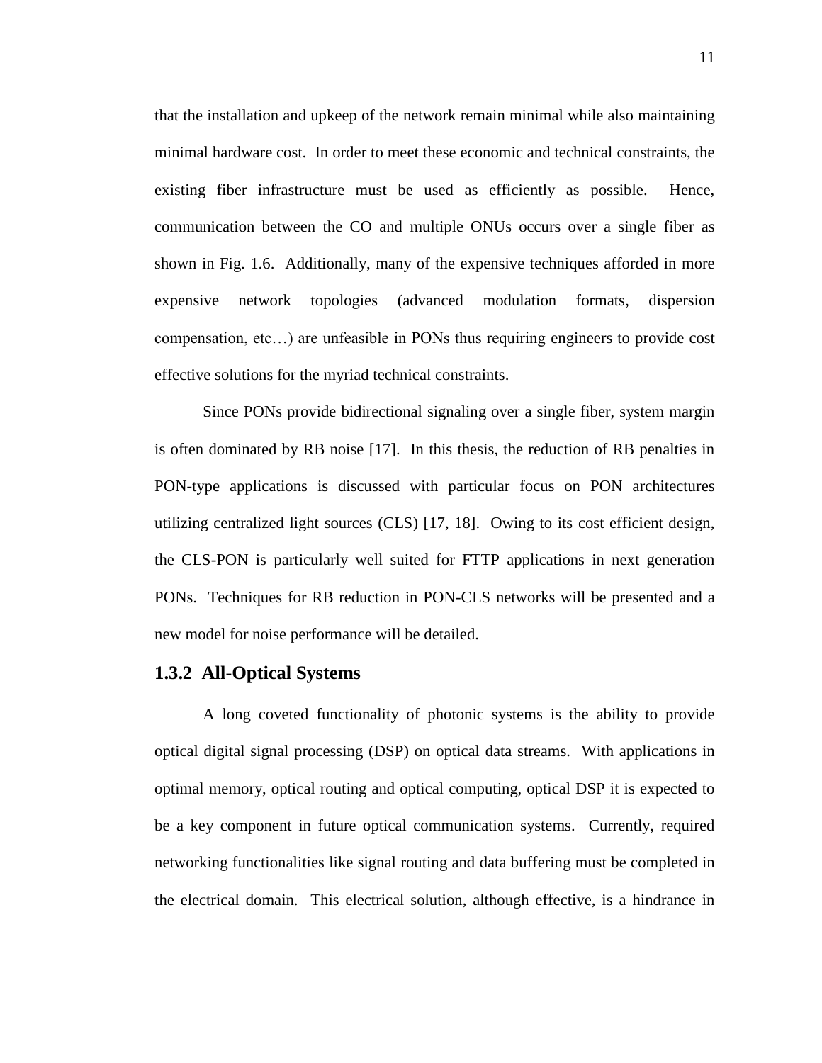that the installation and upkeep of the network remain minimal while also maintaining minimal hardware cost. In order to meet these economic and technical constraints, the existing fiber infrastructure must be used as efficiently as possible. Hence, communication between the CO and multiple ONUs occurs over a single fiber as shown in Fig. 1.6. Additionally, many of the expensive techniques afforded in more expensive network topologies (advanced modulation formats, dispersion compensation, etc…) are unfeasible in PONs thus requiring engineers to provide cost effective solutions for the myriad technical constraints.

Since PONs provide bidirectional signaling over a single fiber, system margin is often dominated by RB noise [17]. In this thesis, the reduction of RB penalties in PON-type applications is discussed with particular focus on PON architectures utilizing centralized light sources (CLS) [17, 18]. Owing to its cost efficient design, the CLS-PON is particularly well suited for FTTP applications in next generation PONs. Techniques for RB reduction in PON-CLS networks will be presented and a new model for noise performance will be detailed.

### 1.3.2 All-Optical Systems

A long coveted functionality of photonic systems is the ability to provide optical digital signal processing (DSP) on optical data streams. With applications in optimal memory, optical routing and optical computing, optical DSP it is expected to be a key component in future optical communication systems. Currently, required networking functionalities like signal routing and data buffering must be completed in the electrical domain. This electrical solution, although effective, is a hindrance in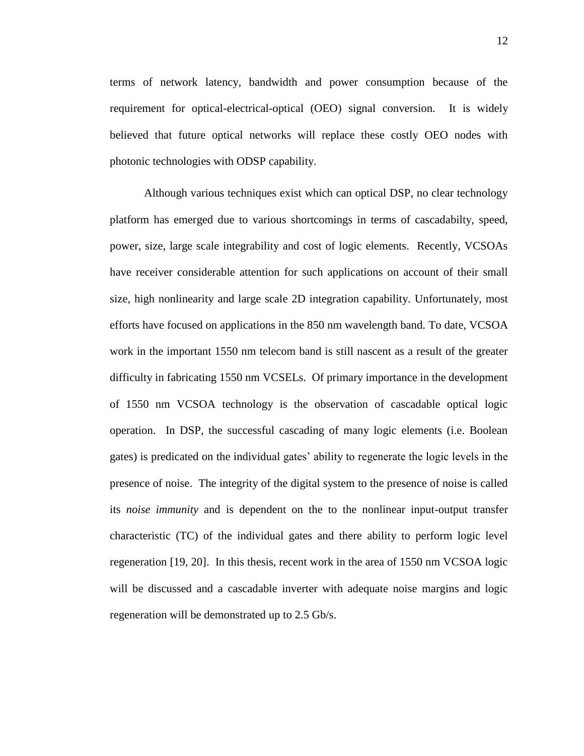terms of network latency, bandwidth and power consumption because of the requirement for optical-electrical-optical (OEO) signal conversion. It is widely believed that future optical networks will replace these costly OEO nodes with photonic technologies with ODSP capability.

Although various techniques exist which can optical DSP, no clear technology platform has emerged due to various shortcomings in terms of cascadabilty, speed, power, size, large scale integrability and cost of logic elements. Recently, VCSOAs have receiver considerable attention for such applications on account of their small size, high nonlinearity and large scale 2D integration capability. Unfortunately, most efforts have focused on applications in the 850 nm wavelength band. To date, VCSOA work in the important 1550 nm telecom band is still nascent as a result of the greater difficulty in fabricating 1550 nm VCSELs. Of primary importance in the development of 1550 nm VCSOA technology is the observation of cascadable optical logic operation. In DSP, the successful cascading of many logic elements (i.e. Boolean gates) is predicated on the individual gates' ability to regenerate the logic levels in the presence of noise. The integrity of the digital system to the presence of noise is called its *noise immunity* and is dependent on the to the nonlinear input-output transfer characteristic (TC) of the individual gates and there ability to perform logic level regeneration [19, 20]. In this thesis, recent work in the area of 1550 nm VCSOA logic will be discussed and a cascadable inverter with adequate noise margins and logic regeneration will be demonstrated up to 2.5 Gb/s.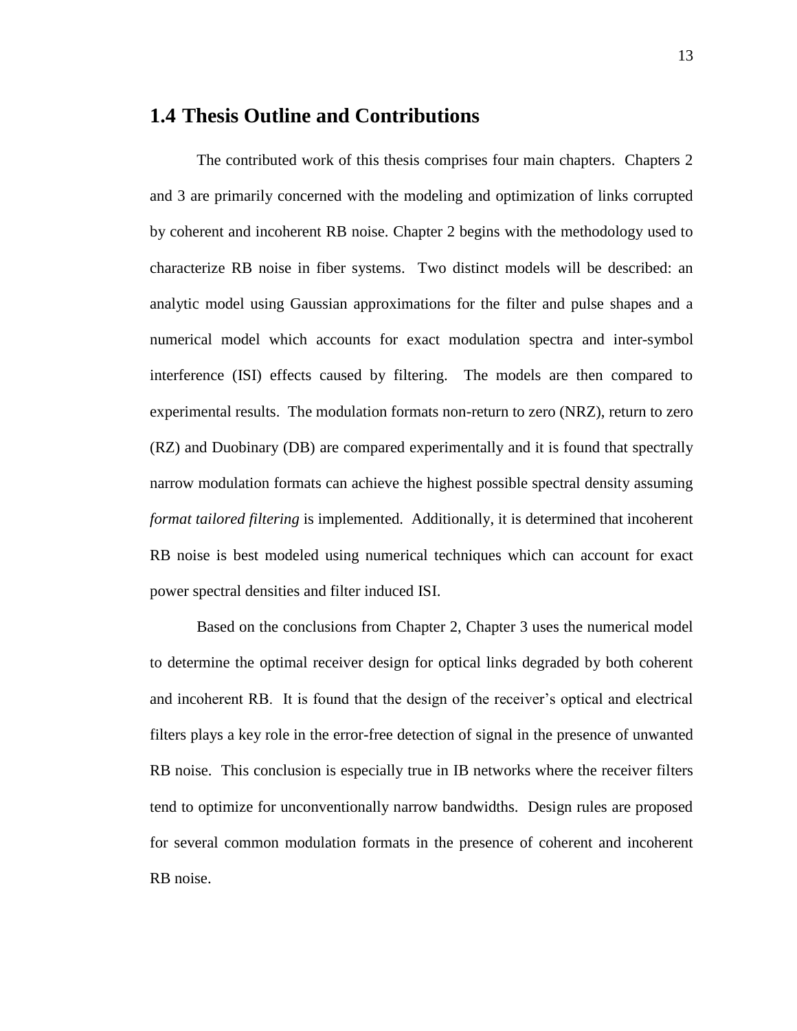## 1.4 Thesis Outline and Contributions

The contributed work of this thesis comprises four main chapters. Chapters 2 and 3 are primarily concerned with the modeling and optimization of links corrupted by coherent and incoherent RB noise. Chapter 2 begins with the methodology used to characterize RB noise in fiber systems. Two distinct models will be described: an analytic model using Gaussian approximations for the filter and pulse shapes and a numerical model which accounts for exact modulation spectra and inter-symbol interference (ISI) effects caused by filtering. The models are then compared to experimental results. The modulation formats non-return to zero (NRZ), return to zero (RZ) and Duobinary (DB) are compared experimentally and it is found that spectrally narrow modulation formats can achieve the highest possible spectral density assuming *format tailored filtering* is implemented. Additionally, it is determined that incoherent RB noise is best modeled using numerical techniques which can account for exact power spectral densities and filter induced ISI.

Based on the conclusions from Chapter 2, Chapter 3 uses the numerical model to determine the optimal receiver design for optical links degraded by both coherent and incoherent RB. It is found that the design of the receiver's optical and electrical filters plays a key role in the error-free detection of signal in the presence of unwanted RB noise. This conclusion is especially true in IB networks where the receiver filters tend to optimize for unconventionally narrow bandwidths. Design rules are proposed for several common modulation formats in the presence of coherent and incoherent RB noise.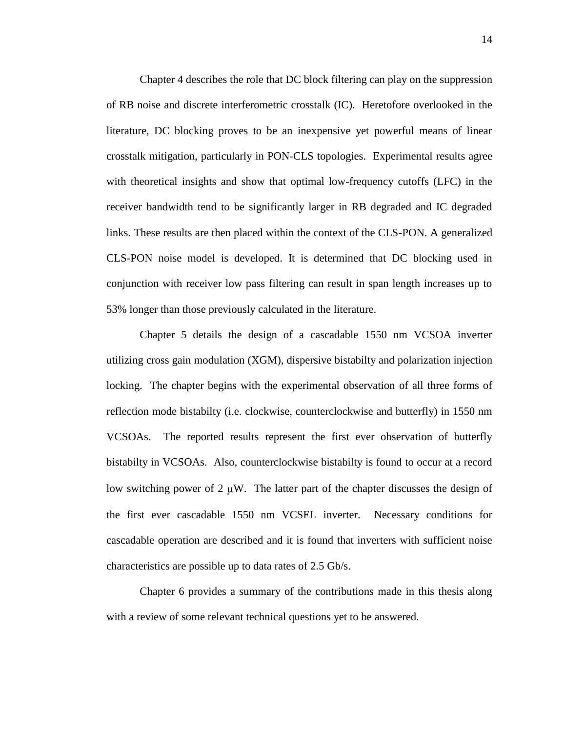Chapter 4 describes the role that DC block filtering can play on the suppression of RB noise and discrete interferometric crosstalk (IC). Heretofore overlooked in the literature, DC blocking proves to be an inexpensive yet powerful means of linear crosstalk mitigation, particularly in PON-CLS topologies. Experimental results agree with theoretical insights and show that optimal low-frequency cutoffs (LFC) in the receiver bandwidth tend to be significantly larger in RB degraded and IC degraded links. These results are then placed within the context of the CLS-PON. A generalized CLS-PON noise model is developed. It is determined that DC blocking used in conjunction with receiver low pass filtering can result in span length increases up to 53% longer than those previously calculated in the literature.

Chapter 5 details the design of a cascadable 1550 nm VCSOA inverter utilizing cross gain modulation (XGM), dispersive bistabilty and polarization injection locking. The chapter begins with the experimental observation of all three forms of reflection mode bistabilty (i.e. clockwise, counterclockwise and butterfly) in 1550 nm VCSOAs. The reported results represent the first ever observation of butterfly bistabilty in VCSOAs. Also, counterclockwise bistabilty is found to occur at a record low switching power of 2 $\mu$W. The latter part of the chapter discusses the design of the first ever cascadable 1550 nm VCSEL inverter. Necessary conditions for cascadable operation are described and it is found that inverters with sufficient noise characteristics are possible up to data rates of 2.5 Gb/s.

Chapter 6 provides a summary of the contributions made in this thesis along with a review of some relevant technical questions yet to be answered.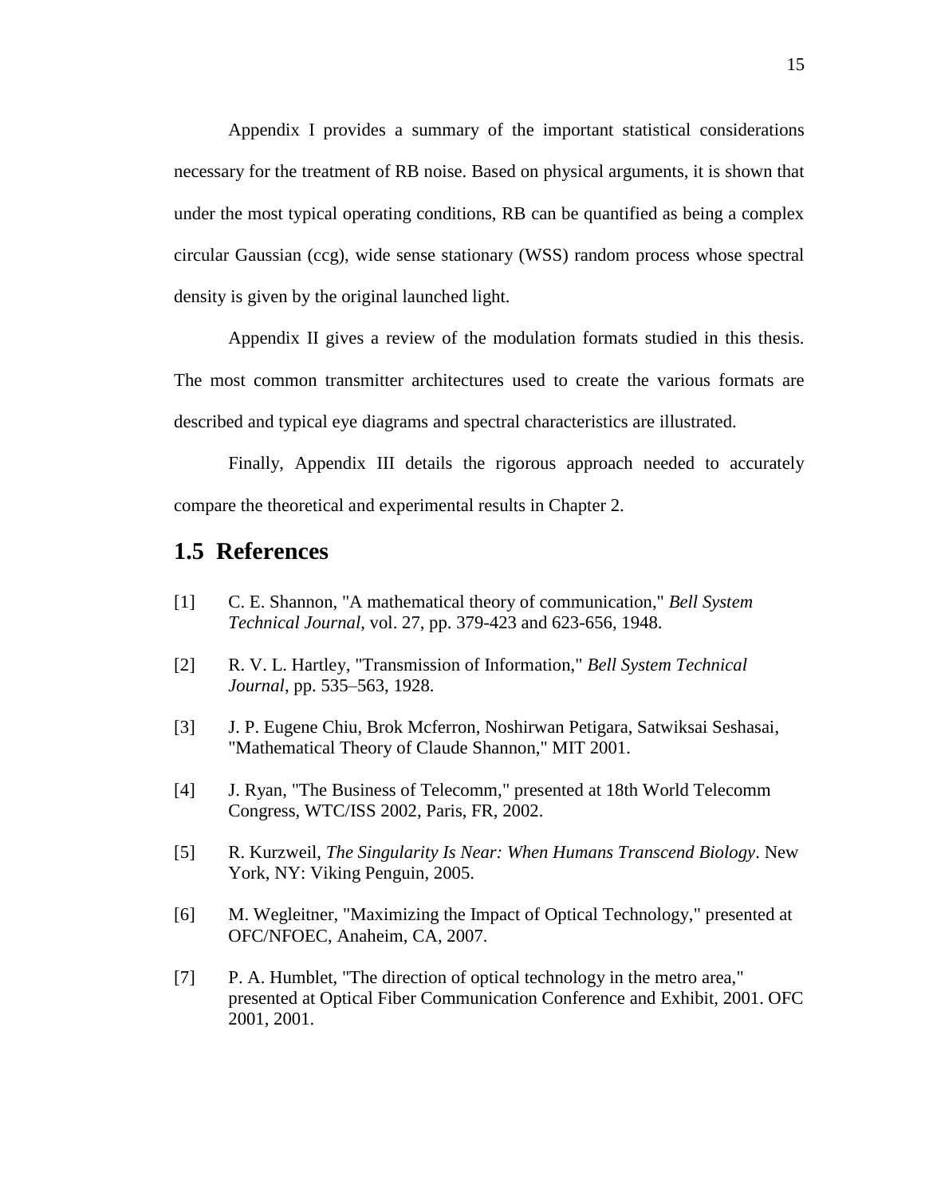Appendix I provides a summary of the important statistical considerations necessary for the treatment of RB noise. Based on physical arguments, it is shown that under the most typical operating conditions, RB can be quantified as being a complex circular Gaussian (ccg), wide sense stationary (WSS) random process whose spectral density is given by the original launched light.

Appendix II gives a review of the modulation formats studied in this thesis. The most common transmitter architectures used to create the various formats are described and typical eye diagrams and spectral characteristics are illustrated.

Finally, Appendix III details the rigorous approach needed to accurately compare the theoretical and experimental results in Chapter 2.

## 1.5 References

[1] C. E. Shannon, "A mathematical theory of communication," *Bell System Technical Journal*, vol. 27, pp. 379-423 and 623-656, 1948.

[2] R. V. L. Hartley, "Transmission of Information," *Bell System Technical Journal*, pp. 535–563, 1928.

[3] J. P. Eugene Chiu, Brok Mcferron, Noshirwan Petigara, Satwiksai Seshasai, "Mathematical Theory of Claude Shannon," MIT 2001.

[4] J. Ryan, "The Business of Telecomm," presented at 18th World Telecomm Congress, WTC/ISS 2002, Paris, FR, 2002.

[5] R. Kurzweil, *The Singularity Is Near: When Humans Transcend Biology*. New York, NY: Viking Penguin, 2005.

[6] M. Wegleitner, "Maximizing the Impact of Optical Technology," presented at OFC/NFOEC, Anaheim, CA, 2007.

[7] P. A. Humblet, "The direction of optical technology in the metro area," presented at Optical Fiber Communication Conference and Exhibit, 2001. OFC 2001, 2001.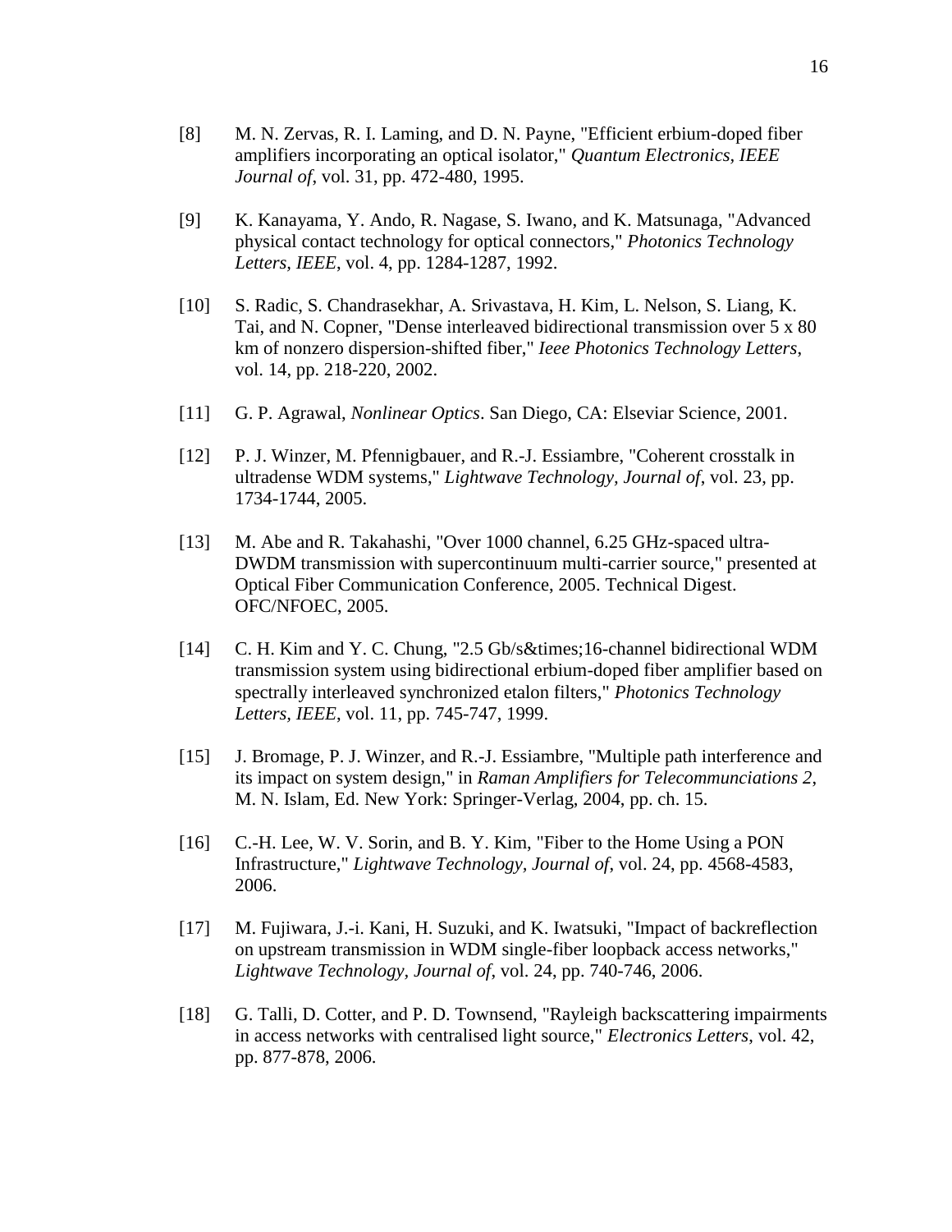[8] M. N. Zervas, R. I. Laming, and D. N. Payne, "Efficient erbium-doped fiber amplifiers incorporating an optical isolator," *Quantum Electronics, IEEE Journal of*, vol. 31, pp. 472-480, 1995.

[9] K. Kanayama, Y. Ando, R. Nagase, S. Iwano, and K. Matsunaga, "Advanced physical contact technology for optical connectors," *Photonics Technology Letters, IEEE*, vol. 4, pp. 1284-1287, 1992.

[10] S. Radic, S. Chandrasekhar, A. Srivastava, H. Kim, L. Nelson, S. Liang, K. Tai, and N. Copner, "Dense interleaved bidirectional transmission over 5 x 80 km of nonzero dispersion-shifted fiber," *Ieee Photonics Technology Letters*, vol. 14, pp. 218-220, 2002.

[11] G. P. Agrawal, *Nonlinear Optics*. San Diego, CA: Elseviar Science, 2001.

[12] P. J. Winzer, M. Pfennigbauer, and R.-J. Essiambre, "Coherent crosstalk in ultradense WDM systems," *Lightwave Technology, Journal of*, vol. 23, pp. 1734-1744, 2005.

[13] M. Abe and R. Takahashi, "Over 1000 channel, 6.25 GHz-spaced ultra-DWDM transmission with supercontinuum multi-carrier source," presented at Optical Fiber Communication Conference, 2005. Technical Digest. OFC/NFOEC, 2005.

[14] C. H. Kim and Y. C. Chung, "2.5 Gb/s&times;16-channel bidirectional WDM transmission system using bidirectional erbium-doped fiber amplifier based on spectrally interleaved synchronized etalon filters," *Photonics Technology Letters, IEEE*, vol. 11, pp. 745-747, 1999.

[15] J. Bromage, P. J. Winzer, and R.-J. Essiambre, "Multiple path interference and its impact on system design," in *Raman Amplifiers for Telecommunciations 2*, M. N. Islam, Ed. New York: Springer-Verlag, 2004, pp. ch. 15.

[16] C.-H. Lee, W. V. Sorin, and B. Y. Kim, "Fiber to the Home Using a PON Infrastructure," *Lightwave Technology, Journal of*, vol. 24, pp. 4568-4583, 2006.

[17] M. Fujiwara, J.-i. Kani, H. Suzuki, and K. Iwatsuki, "Impact of backreflection on upstream transmission in WDM single-fiber loopback access networks," *Lightwave Technology, Journal of*, vol. 24, pp. 740-746, 2006.

[18] G. Talli, D. Cotter, and P. D. Townsend, "Rayleigh backscattering impairments in access networks with centralised light source," *Electronics Letters*, vol. 42, pp. 877-878, 2006.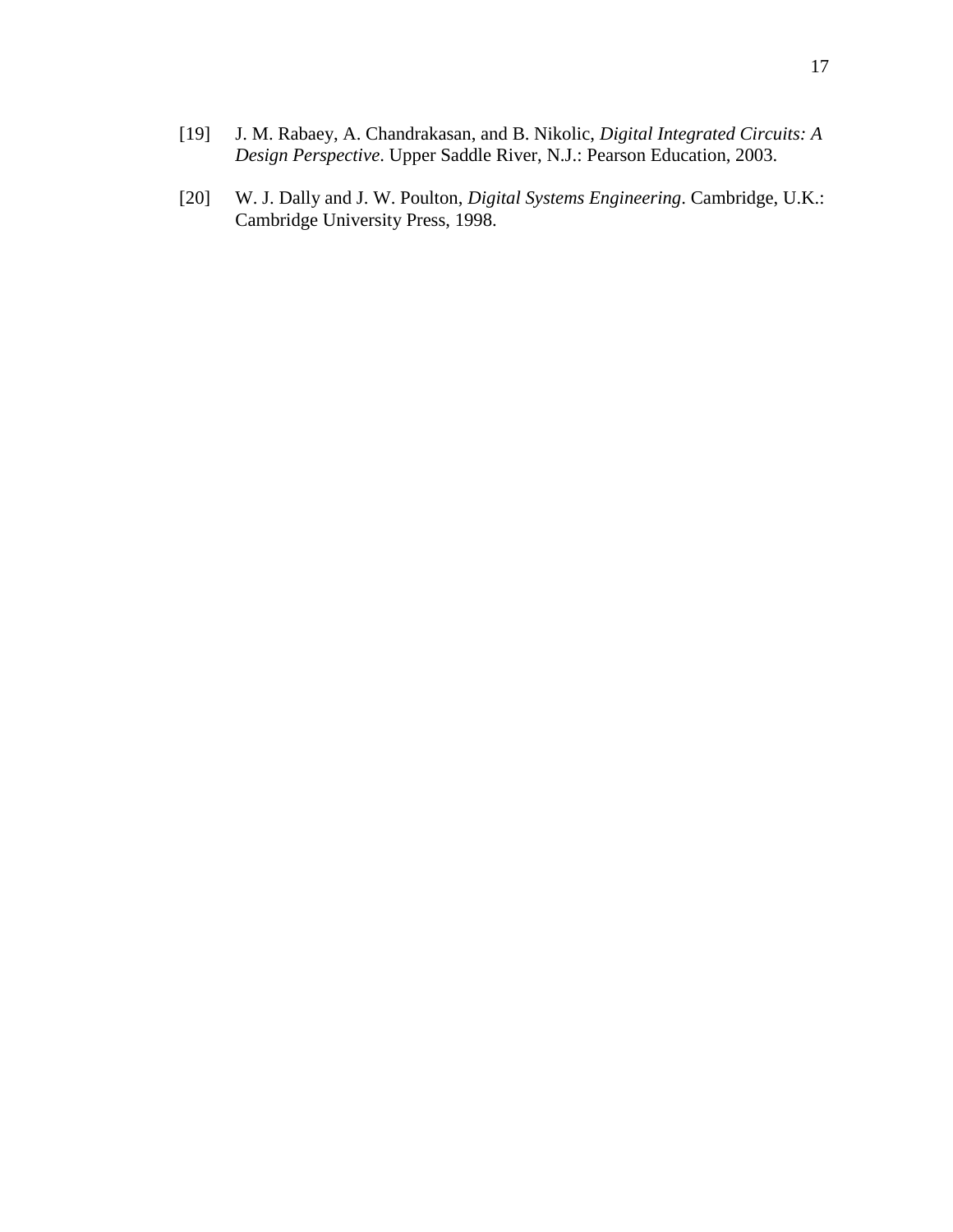[19] J. M. Rabaey, A. Chandrakasan, and B. Nikolic, *Digital Integrated Circuits: A Design Perspective*. Upper Saddle River, N.J.: Pearson Education, 2003.

[20] W. J. Dally and J. W. Poulton, *Digital Systems Engineering*. Cambridge, U.K.: Cambridge University Press, 1998.